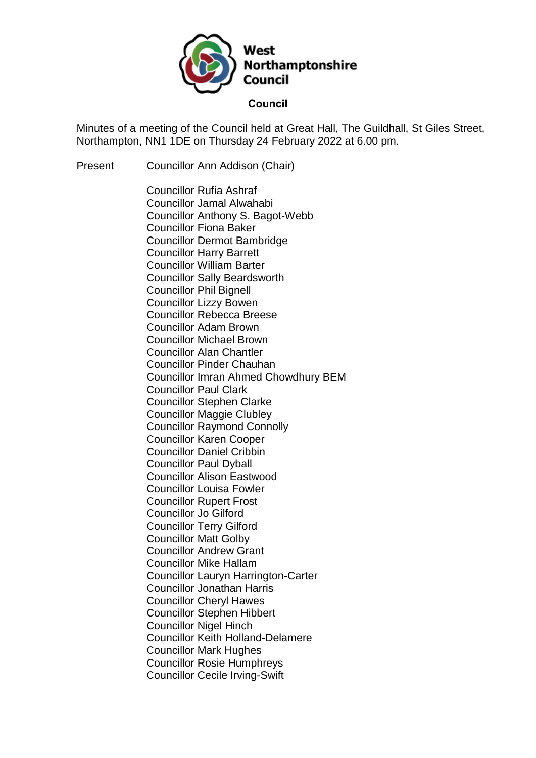West Northamptonshire Council

# Council

Minutes of a meeting of the Council held at Great Hall, The Guildhall, St Giles Street, Northampton, NN1 1DE on Thursday 24 February 2022 at 6.00 pm.

Present Councillor Ann Addison (Chair)

Councillor Rufia Ashraf
Councillor Jamal Alwahabi
Councillor Anthony S. Bagot-Webb
Councillor Fiona Baker
Councillor Dermot Bambridge
Councillor Harry Barrett
Councillor William Barter
Councillor Sally Beardsworth
Councillor Phil Bignell
Councillor Lizzy Bowen
Councillor Rebecca Breese
Councillor Adam Brown
Councillor Michael Brown
Councillor Alan Chantler
Councillor Pinder Chauhan
Councillor Imran Ahmed Chowdhury BEM
Councillor Paul Clark
Councillor Stephen Clarke
Councillor Maggie Clubley
Councillor Raymond Connolly
Councillor Karen Cooper
Councillor Daniel Cribbin
Councillor Paul Dyball
Councillor Alison Eastwood
Councillor Louisa Fowler
Councillor Rupert Frost
Councillor Jo Gilford
Councillor Terry Gilford
Councillor Matt Golby
Councillor Andrew Grant
Councillor Mike Hallam
Councillor Lauryn Harrington-Carter
Councillor Jonathan Harris
Councillor Cheryl Hawes
Councillor Stephen Hibbert
Councillor Nigel Hinch
Councillor Keith Holland-Delamere
Councillor Mark Hughes
Councillor Rosie Humphreys
Councillor Cecile Irving-Swift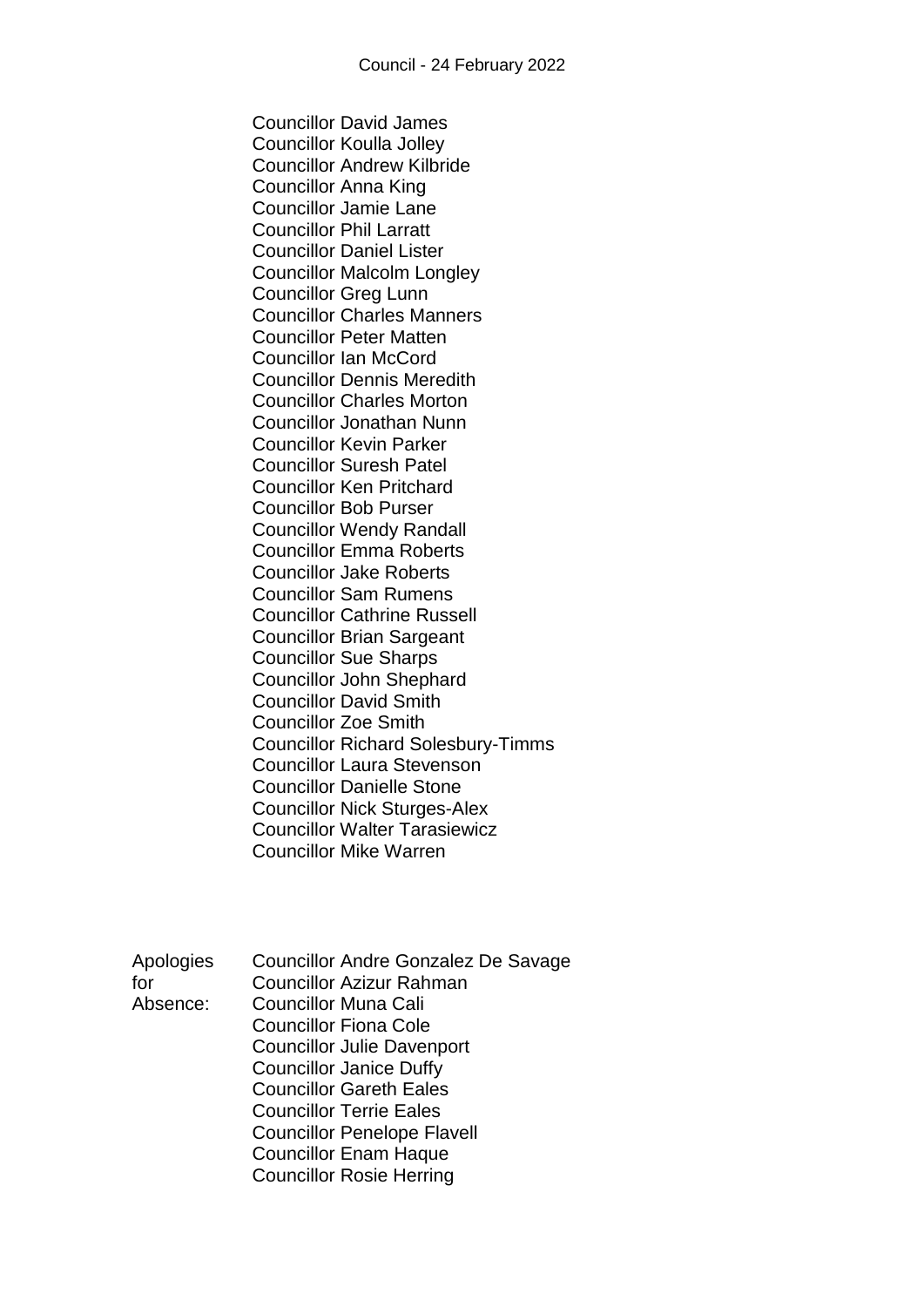Councillor David James
Councillor Koulla Jolley
Councillor Andrew Kilbride
Councillor Anna King
Councillor Jamie Lane
Councillor Phil Larratt
Councillor Daniel Lister
Councillor Malcolm Longley
Councillor Greg Lunn
Councillor Charles Manners
Councillor Peter Matten
Councillor Ian McCord
Councillor Dennis Meredith
Councillor Charles Morton
Councillor Jonathan Nunn
Councillor Kevin Parker
Councillor Suresh Patel
Councillor Ken Pritchard
Councillor Bob Purser
Councillor Wendy Randall
Councillor Emma Roberts
Councillor Jake Roberts
Councillor Sam Rumens
Councillor Cathrine Russell
Councillor Brian Sargeant
Councillor Sue Sharps
Councillor John Shephard
Councillor David Smith
Councillor Zoe Smith
Councillor Richard Solesbury-Timms
Councillor Laura Stevenson
Councillor Danielle Stone
Councillor Nick Sturges-Alex
Councillor Walter Tarasiewicz
Councillor Mike Warren

Apologies for Absence:

Councillor Andre Gonzalez De Savage
Councillor Azizur Rahman
Councillor Muna Cali
Councillor Fiona Cole
Councillor Julie Davenport
Councillor Janice Duffy
Councillor Gareth Eales
Councillor Terrie Eales
Councillor Penelope Flavell
Councillor Enam Haque
Councillor Rosie Herring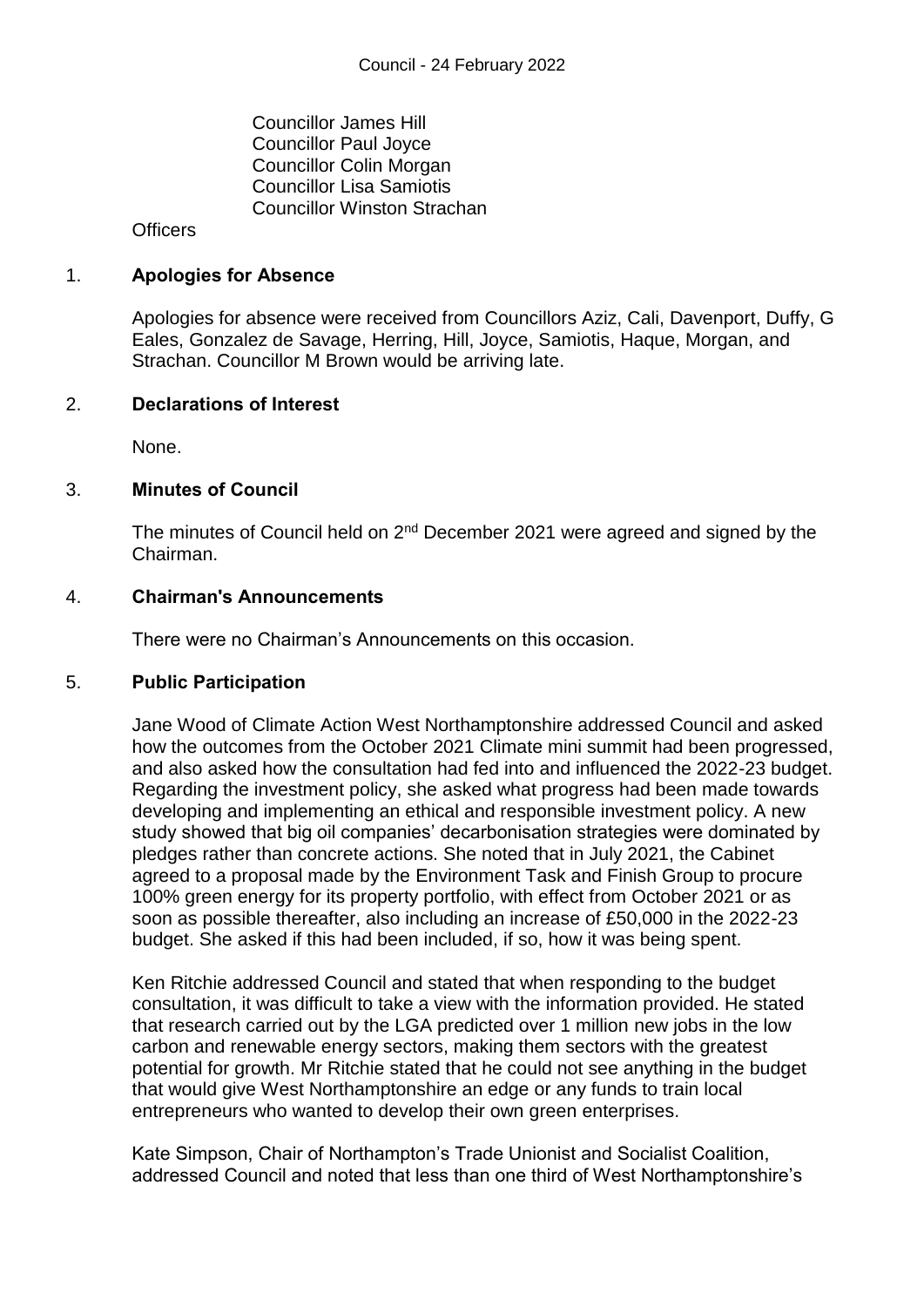Councillor James Hill
Councillor Paul Joyce
Councillor Colin Morgan
Councillor Lisa Samiotis
Councillor Winston Strachan

Officers

## 1. Apologies for Absence

Apologies for absence were received from Councillors Aziz, Cali, Davenport, Duffy, G Eales, Gonzalez de Savage, Herring, Hill, Joyce, Samiotis, Haque, Morgan, and Strachan. Councillor M Brown would be arriving late.

## 2. Declarations of Interest

None.

## 3. Minutes of Council

The minutes of Council held on 2nd December 2021 were agreed and signed by the Chairman.

## 4. Chairman's Announcements

There were no Chairman's Announcements on this occasion.

## 5. Public Participation

Jane Wood of Climate Action West Northamptonshire addressed Council and asked how the outcomes from the October 2021 Climate mini summit had been progressed, and also asked how the consultation had fed into and influenced the 2022-23 budget. Regarding the investment policy, she asked what progress had been made towards developing and implementing an ethical and responsible investment policy. A new study showed that big oil companies' decarbonisation strategies were dominated by pledges rather than concrete actions. She noted that in July 2021, the Cabinet agreed to a proposal made by the Environment Task and Finish Group to procure 100% green energy for its property portfolio, with effect from October 2021 or as soon as possible thereafter, also including an increase of £50,000 in the 2022-23 budget. She asked if this had been included, if so, how it was being spent.

Ken Ritchie addressed Council and stated that when responding to the budget consultation, it was difficult to take a view with the information provided. He stated that research carried out by the LGA predicted over 1 million new jobs in the low carbon and renewable energy sectors, making them sectors with the greatest potential for growth. Mr Ritchie stated that he could not see anything in the budget that would give West Northamptonshire an edge or any funds to train local entrepreneurs who wanted to develop their own green enterprises.

Kate Simpson, Chair of Northampton's Trade Unionist and Socialist Coalition, addressed Council and noted that less than one third of West Northamptonshire's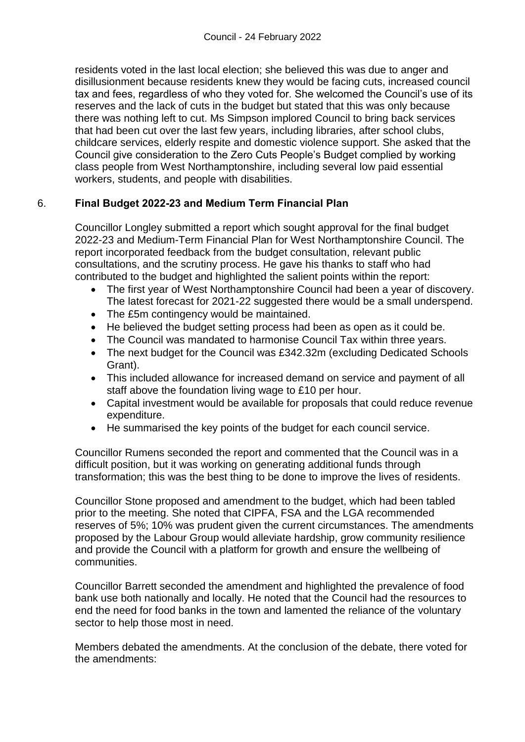residents voted in the last local election; she believed this was due to anger and disillusionment because residents knew they would be facing cuts, increased council tax and fees, regardless of who they voted for. She welcomed the Council's use of its reserves and the lack of cuts in the budget but stated that this was only because there was nothing left to cut. Ms Simpson implored Council to bring back services that had been cut over the last few years, including libraries, after school clubs, childcare services, elderly respite and domestic violence support. She asked that the Council give consideration to the Zero Cuts People's Budget complied by working class people from West Northamptonshire, including several low paid essential workers, students, and people with disabilities.

## 6. Final Budget 2022-23 and Medium Term Financial Plan

Councillor Longley submitted a report which sought approval for the final budget 2022-23 and Medium-Term Financial Plan for West Northamptonshire Council. The report incorporated feedback from the budget consultation, relevant public consultations, and the scrutiny process. He gave his thanks to staff who had contributed to the budget and highlighted the salient points within the report:

- The first year of West Northamptonshire Council had been a year of discovery. The latest forecast for 2021-22 suggested there would be a small underspend.
- The £5m contingency would be maintained.
- He believed the budget setting process had been as open as it could be.
- The Council was mandated to harmonise Council Tax within three years.
- The next budget for the Council was £342.32m (excluding Dedicated Schools Grant).
- This included allowance for increased demand on service and payment of all staff above the foundation living wage to £10 per hour.
- Capital investment would be available for proposals that could reduce revenue expenditure.
- He summarised the key points of the budget for each council service.

Councillor Rumens seconded the report and commented that the Council was in a difficult position, but it was working on generating additional funds through transformation; this was the best thing to be done to improve the lives of residents.

Councillor Stone proposed and amendment to the budget, which had been tabled prior to the meeting. She noted that CIPFA, FSA and the LGA recommended reserves of 5%; 10% was prudent given the current circumstances. The amendments proposed by the Labour Group would alleviate hardship, grow community resilience and provide the Council with a platform for growth and ensure the wellbeing of communities.

Councillor Barrett seconded the amendment and highlighted the prevalence of food bank use both nationally and locally. He noted that the Council had the resources to end the need for food banks in the town and lamented the reliance of the voluntary sector to help those most in need.

Members debated the amendments. At the conclusion of the debate, there voted for the amendments: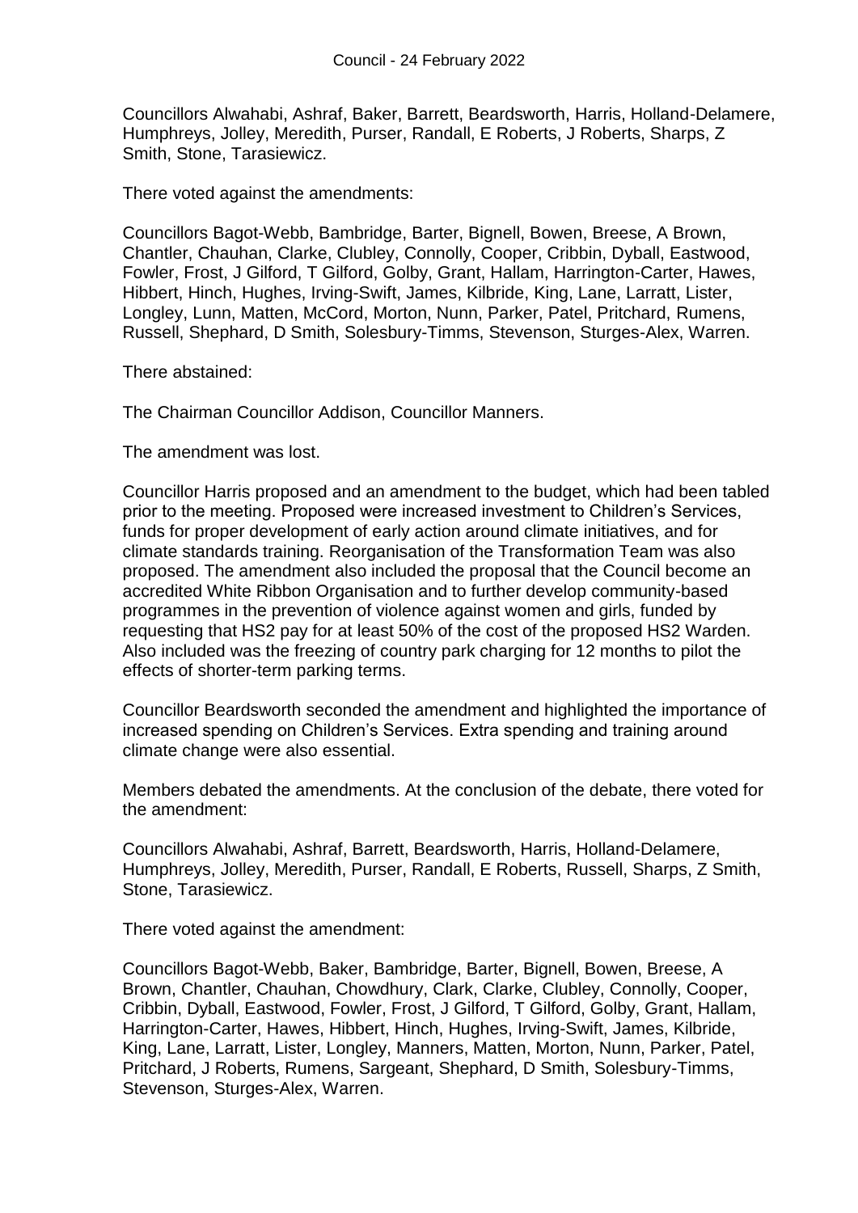Councillors Alwahabi, Ashraf, Baker, Barrett, Beardsworth, Harris, Holland-Delamere, Humphreys, Jolley, Meredith, Purser, Randall, E Roberts, J Roberts, Sharps, Z Smith, Stone, Tarasiewicz.

There voted against the amendments:

Councillors Bagot-Webb, Bambridge, Barter, Bignell, Bowen, Breese, A Brown, Chantler, Chauhan, Clarke, Clubley, Connolly, Cooper, Cribbin, Dyball, Eastwood, Fowler, Frost, J Gilford, T Gilford, Golby, Grant, Hallam, Harrington-Carter, Hawes, Hibbert, Hinch, Hughes, Irving-Swift, James, Kilbride, King, Lane, Larratt, Lister, Longley, Lunn, Matten, McCord, Morton, Nunn, Parker, Patel, Pritchard, Rumens, Russell, Shephard, D Smith, Solesbury-Timms, Stevenson, Sturges-Alex, Warren.

There abstained:

The Chairman Councillor Addison, Councillor Manners.

The amendment was lost.

Councillor Harris proposed and an amendment to the budget, which had been tabled prior to the meeting. Proposed were increased investment to Children's Services, funds for proper development of early action around climate initiatives, and for climate standards training. Reorganisation of the Transformation Team was also proposed. The amendment also included the proposal that the Council become an accredited White Ribbon Organisation and to further develop community-based programmes in the prevention of violence against women and girls, funded by requesting that HS2 pay for at least 50% of the cost of the proposed HS2 Warden. Also included was the freezing of country park charging for 12 months to pilot the effects of shorter-term parking terms.

Councillor Beardsworth seconded the amendment and highlighted the importance of increased spending on Children's Services. Extra spending and training around climate change were also essential.

Members debated the amendments. At the conclusion of the debate, there voted for the amendment:

Councillors Alwahabi, Ashraf, Barrett, Beardsworth, Harris, Holland-Delamere, Humphreys, Jolley, Meredith, Purser, Randall, E Roberts, Russell, Sharps, Z Smith, Stone, Tarasiewicz.

There voted against the amendment:

Councillors Bagot-Webb, Baker, Bambridge, Barter, Bignell, Bowen, Breese, A Brown, Chantler, Chauhan, Chowdhury, Clark, Clarke, Clubley, Connolly, Cooper, Cribbin, Dyball, Eastwood, Fowler, Frost, J Gilford, T Gilford, Golby, Grant, Hallam, Harrington-Carter, Hawes, Hibbert, Hinch, Hughes, Irving-Swift, James, Kilbride, King, Lane, Larratt, Lister, Longley, Manners, Matten, Morton, Nunn, Parker, Patel, Pritchard, J Roberts, Rumens, Sargeant, Shephard, D Smith, Solesbury-Timms, Stevenson, Sturges-Alex, Warren.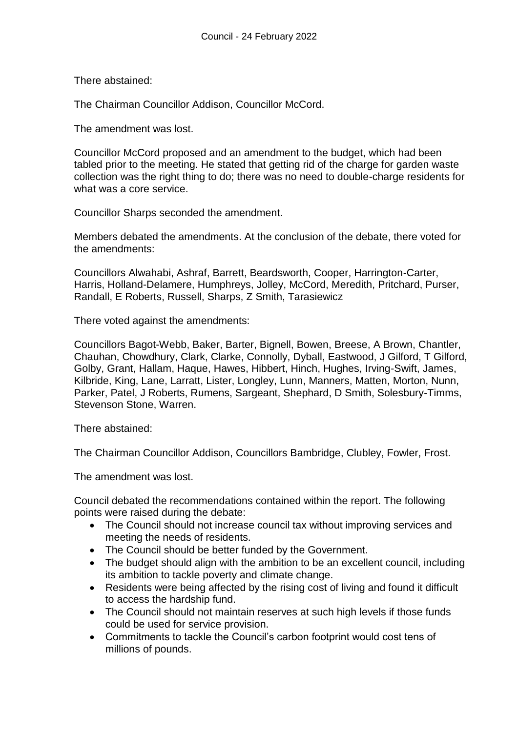There abstained:

The Chairman Councillor Addison, Councillor McCord.

The amendment was lost.

Councillor McCord proposed and an amendment to the budget, which had been tabled prior to the meeting. He stated that getting rid of the charge for garden waste collection was the right thing to do; there was no need to double-charge residents for what was a core service.

Councillor Sharps seconded the amendment.

Members debated the amendments. At the conclusion of the debate, there voted for the amendments:

Councillors Alwahabi, Ashraf, Barrett, Beardsworth, Cooper, Harrington-Carter, Harris, Holland-Delamere, Humphreys, Jolley, McCord, Meredith, Pritchard, Purser, Randall, E Roberts, Russell, Sharps, Z Smith, Tarasiewicz

There voted against the amendments:

Councillors Bagot-Webb, Baker, Barter, Bignell, Bowen, Breese, A Brown, Chantler, Chauhan, Chowdhury, Clark, Clarke, Connolly, Dyball, Eastwood, J Gilford, T Gilford, Golby, Grant, Hallam, Haque, Hawes, Hibbert, Hinch, Hughes, Irving-Swift, James, Kilbride, King, Lane, Larratt, Lister, Longley, Lunn, Manners, Matten, Morton, Nunn, Parker, Patel, J Roberts, Rumens, Sargeant, Shephard, D Smith, Solesbury-Timms, Stevenson Stone, Warren.

There abstained:

The Chairman Councillor Addison, Councillors Bambridge, Clubley, Fowler, Frost.

The amendment was lost.

Council debated the recommendations contained within the report. The following points were raised during the debate:

- The Council should not increase council tax without improving services and meeting the needs of residents.
- The Council should be better funded by the Government.
- The budget should align with the ambition to be an excellent council, including its ambition to tackle poverty and climate change.
- Residents were being affected by the rising cost of living and found it difficult to access the hardship fund.
- The Council should not maintain reserves at such high levels if those funds could be used for service provision.
- Commitments to tackle the Council's carbon footprint would cost tens of millions of pounds.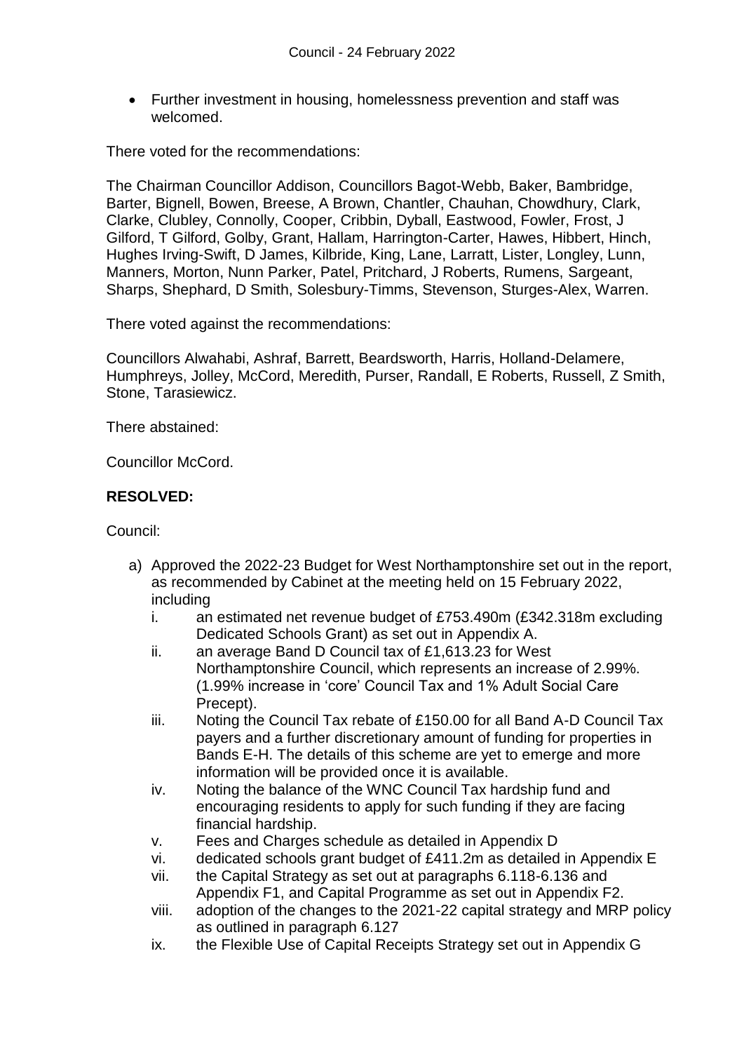- Further investment in housing, homelessness prevention and staff was welcomed.

There voted for the recommendations:

The Chairman Councillor Addison, Councillors Bagot-Webb, Baker, Bambridge, Barter, Bignell, Bowen, Breese, A Brown, Chantler, Chauhan, Chowdhury, Clark, Clarke, Clubley, Connolly, Cooper, Cribbin, Dyball, Eastwood, Fowler, Frost, J Gilford, T Gilford, Golby, Grant, Hallam, Harrington-Carter, Hawes, Hibbert, Hinch, Hughes Irving-Swift, D James, Kilbride, King, Lane, Larratt, Lister, Longley, Lunn, Manners, Morton, Nunn Parker, Patel, Pritchard, J Roberts, Rumens, Sargeant, Sharps, Shephard, D Smith, Solesbury-Timms, Stevenson, Sturges-Alex, Warren.

There voted against the recommendations:

Councillors Alwahabi, Ashraf, Barrett, Beardsworth, Harris, Holland-Delamere, Humphreys, Jolley, McCord, Meredith, Purser, Randall, E Roberts, Russell, Z Smith, Stone, Tarasiewicz.

There abstained:

Councillor McCord.

**RESOLVED:**

Council:

a) Approved the 2022-23 Budget for West Northamptonshire set out in the report, as recommended by Cabinet at the meeting held on 15 February 2022, including
   i. an estimated net revenue budget of £753.490m (£342.318m excluding Dedicated Schools Grant) as set out in Appendix A.
   ii. an average Band D Council tax of £1,613.23 for West Northamptonshire Council, which represents an increase of 2.99%. (1.99% increase in 'core' Council Tax and 1% Adult Social Care Precept).
   iii. Noting the Council Tax rebate of £150.00 for all Band A-D Council Tax payers and a further discretionary amount of funding for properties in Bands E-H. The details of this scheme are yet to emerge and more information will be provided once it is available.
   iv. Noting the balance of the WNC Council Tax hardship fund and encouraging residents to apply for such funding if they are facing financial hardship.
   v. Fees and Charges schedule as detailed in Appendix D
   vi. dedicated schools grant budget of £411.2m as detailed in Appendix E
   vii. the Capital Strategy as set out at paragraphs 6.118-6.136 and Appendix F1, and Capital Programme as set out in Appendix F2.
   viii. adoption of the changes to the 2021-22 capital strategy and MRP policy as outlined in paragraph 6.127
   ix. the Flexible Use of Capital Receipts Strategy set out in Appendix G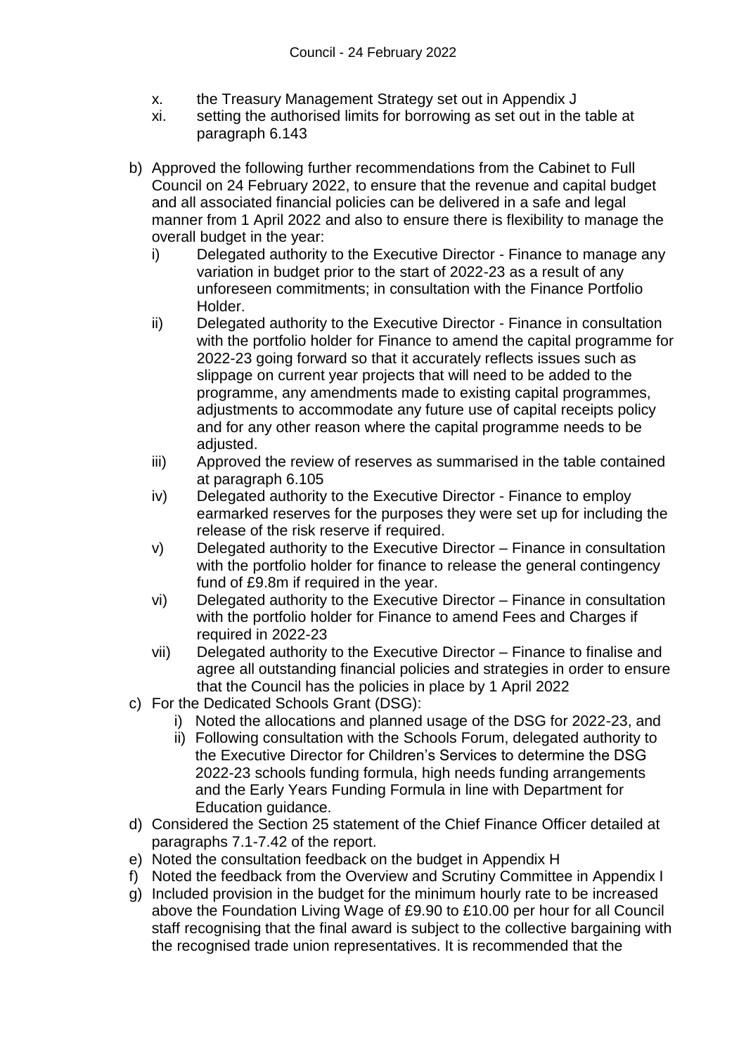x. the Treasury Management Strategy set out in Appendix J
xi. setting the authorised limits for borrowing as set out in the table at paragraph 6.143

b) Approved the following further recommendations from the Cabinet to Full Council on 24 February 2022, to ensure that the revenue and capital budget and all associated financial policies can be delivered in a safe and legal manner from 1 April 2022 and also to ensure there is flexibility to manage the overall budget in the year:
   i) Delegated authority to the Executive Director - Finance to manage any variation in budget prior to the start of 2022-23 as a result of any unforeseen commitments; in consultation with the Finance Portfolio Holder.
   ii) Delegated authority to the Executive Director - Finance in consultation with the portfolio holder for Finance to amend the capital programme for 2022-23 going forward so that it accurately reflects issues such as slippage on current year projects that will need to be added to the programme, any amendments made to existing capital programmes, adjustments to accommodate any future use of capital receipts policy and for any other reason where the capital programme needs to be adjusted.
   iii) Approved the review of reserves as summarised in the table contained at paragraph 6.105
   iv) Delegated authority to the Executive Director - Finance to employ earmarked reserves for the purposes they were set up for including the release of the risk reserve if required.
   v) Delegated authority to the Executive Director – Finance in consultation with the portfolio holder for finance to release the general contingency fund of £9.8m if required in the year.
   vi) Delegated authority to the Executive Director – Finance in consultation with the portfolio holder for Finance to amend Fees and Charges if required in 2022-23
   vii) Delegated authority to the Executive Director – Finance to finalise and agree all outstanding financial policies and strategies in order to ensure that the Council has the policies in place by 1 April 2022

c) For the Dedicated Schools Grant (DSG):
   i) Noted the allocations and planned usage of the DSG for 2022-23, and
   ii) Following consultation with the Schools Forum, delegated authority to the Executive Director for Children's Services to determine the DSG 2022-23 schools funding formula, high needs funding arrangements and the Early Years Funding Formula in line with Department for Education guidance.

d) Considered the Section 25 statement of the Chief Finance Officer detailed at paragraphs 7.1-7.42 of the report.

e) Noted the consultation feedback on the budget in Appendix H

f) Noted the feedback from the Overview and Scrutiny Committee in Appendix I

g) Included provision in the budget for the minimum hourly rate to be increased above the Foundation Living Wage of £9.90 to £10.00 per hour for all Council staff recognising that the final award is subject to the collective bargaining with the recognised trade union representatives. It is recommended that the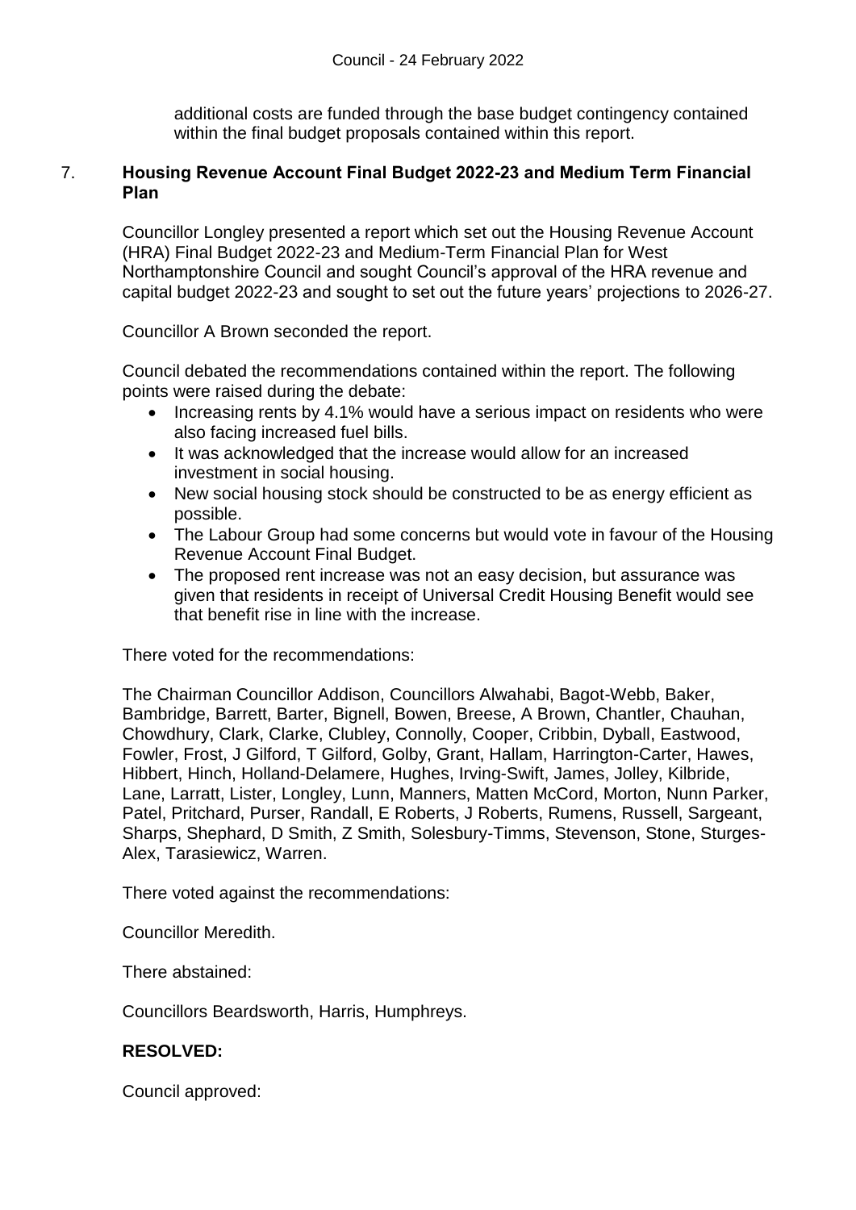additional costs are funded through the base budget contingency contained within the final budget proposals contained within this report.

## 7. Housing Revenue Account Final Budget 2022-23 and Medium Term Financial Plan

Councillor Longley presented a report which set out the Housing Revenue Account (HRA) Final Budget 2022-23 and Medium-Term Financial Plan for West Northamptonshire Council and sought Council's approval of the HRA revenue and capital budget 2022-23 and sought to set out the future years' projections to 2026-27.

Councillor A Brown seconded the report.

Council debated the recommendations contained within the report. The following points were raised during the debate:

- Increasing rents by 4.1% would have a serious impact on residents who were also facing increased fuel bills.
- It was acknowledged that the increase would allow for an increased investment in social housing.
- New social housing stock should be constructed to be as energy efficient as possible.
- The Labour Group had some concerns but would vote in favour of the Housing Revenue Account Final Budget.
- The proposed rent increase was not an easy decision, but assurance was given that residents in receipt of Universal Credit Housing Benefit would see that benefit rise in line with the increase.

There voted for the recommendations:

The Chairman Councillor Addison, Councillors Alwahabi, Bagot-Webb, Baker, Bambridge, Barrett, Barter, Bignell, Bowen, Breese, A Brown, Chantler, Chauhan, Chowdhury, Clark, Clarke, Clubley, Connolly, Cooper, Cribbin, Dyball, Eastwood, Fowler, Frost, J Gilford, T Gilford, Golby, Grant, Hallam, Harrington-Carter, Hawes, Hibbert, Hinch, Holland-Delamere, Hughes, Irving-Swift, James, Jolley, Kilbride, Lane, Larratt, Lister, Longley, Lunn, Manners, Matten McCord, Morton, Nunn Parker, Patel, Pritchard, Purser, Randall, E Roberts, J Roberts, Rumens, Russell, Sargeant, Sharps, Shephard, D Smith, Z Smith, Solesbury-Timms, Stevenson, Stone, Sturges-Alex, Tarasiewicz, Warren.

There voted against the recommendations:

Councillor Meredith.

There abstained:

Councillors Beardsworth, Harris, Humphreys.

**RESOLVED:**

Council approved: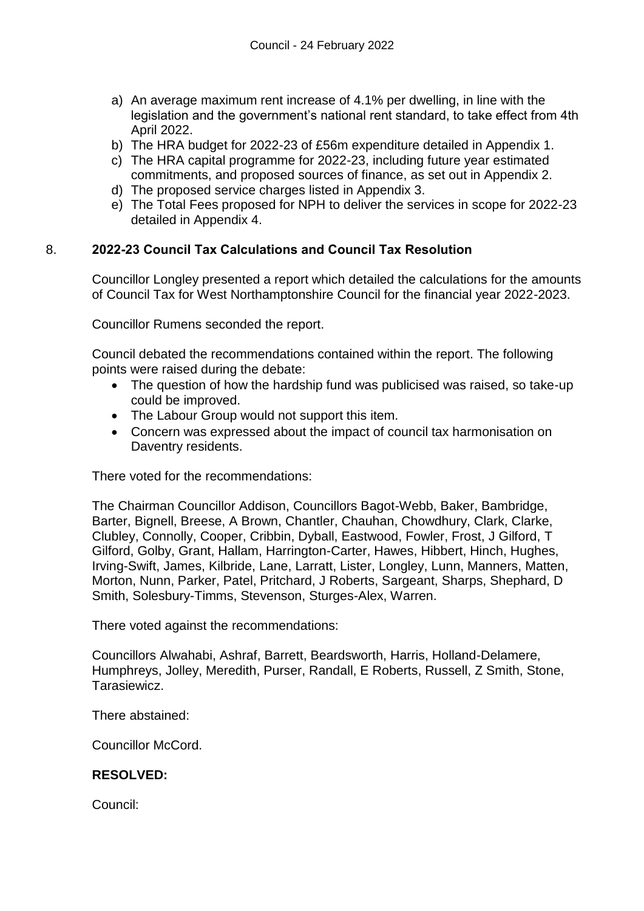a) An average maximum rent increase of 4.1% per dwelling, in line with the legislation and the government's national rent standard, to take effect from 4th April 2022.
b) The HRA budget for 2022-23 of £56m expenditure detailed in Appendix 1.
c) The HRA capital programme for 2022-23, including future year estimated commitments, and proposed sources of finance, as set out in Appendix 2.
d) The proposed service charges listed in Appendix 3.
e) The Total Fees proposed for NPH to deliver the services in scope for 2022-23 detailed in Appendix 4.

## 8. **2022-23 Council Tax Calculations and Council Tax Resolution**

Councillor Longley presented a report which detailed the calculations for the amounts of Council Tax for West Northamptonshire Council for the financial year 2022-2023.

Councillor Rumens seconded the report.

Council debated the recommendations contained within the report. The following points were raised during the debate:

- The question of how the hardship fund was publicised was raised, so take-up could be improved.
- The Labour Group would not support this item.
- Concern was expressed about the impact of council tax harmonisation on Daventry residents.

There voted for the recommendations:

The Chairman Councillor Addison, Councillors Bagot-Webb, Baker, Bambridge, Barter, Bignell, Breese, A Brown, Chantler, Chauhan, Chowdhury, Clark, Clarke, Clubley, Connolly, Cooper, Cribbin, Dyball, Eastwood, Fowler, Frost, J Gilford, T Gilford, Golby, Grant, Hallam, Harrington-Carter, Hawes, Hibbert, Hinch, Hughes, Irving-Swift, James, Kilbride, Lane, Larratt, Lister, Longley, Lunn, Manners, Matten, Morton, Nunn, Parker, Patel, Pritchard, J Roberts, Sargeant, Sharps, Shephard, D Smith, Solesbury-Timms, Stevenson, Sturges-Alex, Warren.

There voted against the recommendations:

Councillors Alwahabi, Ashraf, Barrett, Beardsworth, Harris, Holland-Delamere, Humphreys, Jolley, Meredith, Purser, Randall, E Roberts, Russell, Z Smith, Stone, Tarasiewicz.

There abstained:

Councillor McCord.

**RESOLVED:**

Council: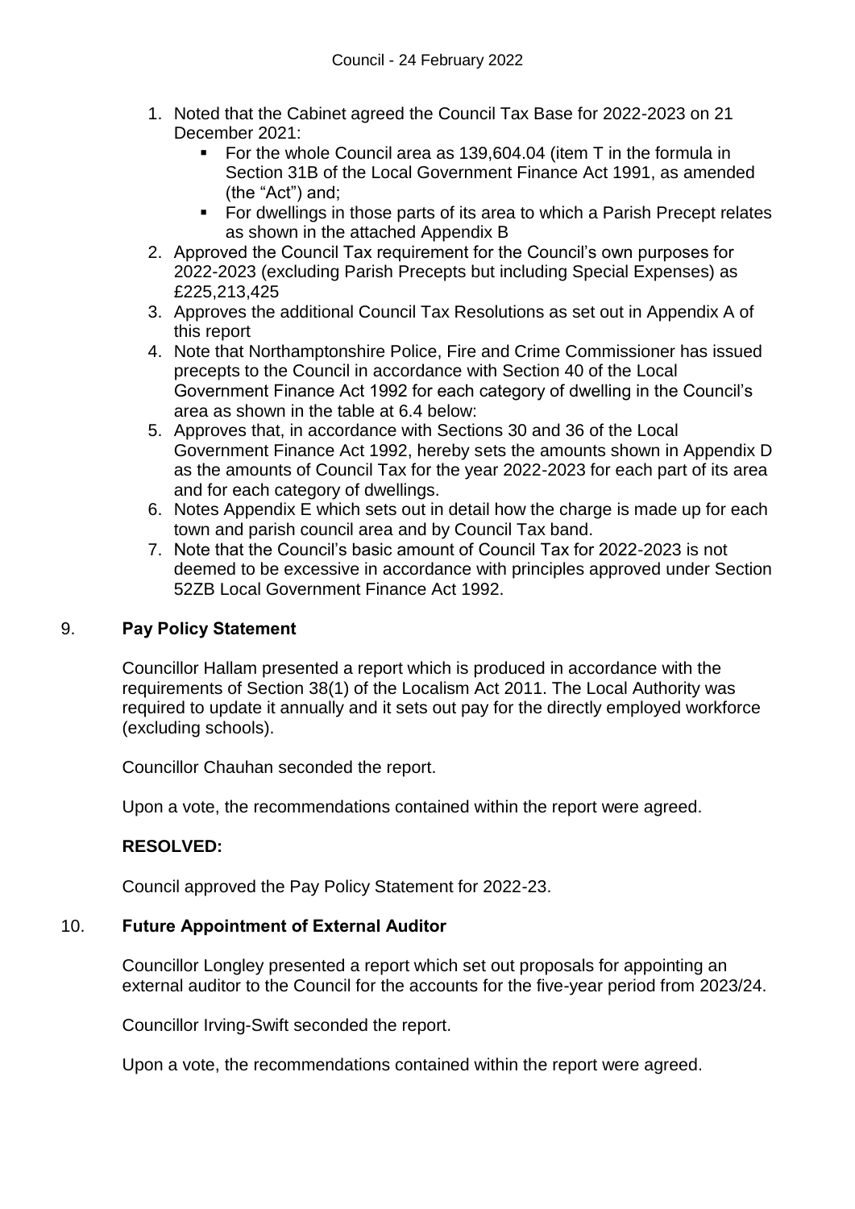1. Noted that the Cabinet agreed the Council Tax Base for 2022-2023 on 21 December 2021:
   - For the whole Council area as 139,604.04 (item T in the formula in Section 31B of the Local Government Finance Act 1991, as amended (the "Act") and;
   - For dwellings in those parts of its area to which a Parish Precept relates as shown in the attached Appendix B
2. Approved the Council Tax requirement for the Council's own purposes for 2022-2023 (excluding Parish Precepts but including Special Expenses) as £225,213,425
3. Approves the additional Council Tax Resolutions as set out in Appendix A of this report
4. Note that Northamptonshire Police, Fire and Crime Commissioner has issued precepts to the Council in accordance with Section 40 of the Local Government Finance Act 1992 for each category of dwelling in the Council's area as shown in the table at 6.4 below:
5. Approves that, in accordance with Sections 30 and 36 of the Local Government Finance Act 1992, hereby sets the amounts shown in Appendix D as the amounts of Council Tax for the year 2022-2023 for each part of its area and for each category of dwellings.
6. Notes Appendix E which sets out in detail how the charge is made up for each town and parish council area and by Council Tax band.
7. Note that the Council's basic amount of Council Tax for 2022-2023 is not deemed to be excessive in accordance with principles approved under Section 52ZB Local Government Finance Act 1992.

## 9. Pay Policy Statement

Councillor Hallam presented a report which is produced in accordance with the requirements of Section 38(1) of the Localism Act 2011. The Local Authority was required to update it annually and it sets out pay for the directly employed workforce (excluding schools).

Councillor Chauhan seconded the report.

Upon a vote, the recommendations contained within the report were agreed.

**RESOLVED:**

Council approved the Pay Policy Statement for 2022-23.

## 10. Future Appointment of External Auditor

Councillor Longley presented a report which set out proposals for appointing an external auditor to the Council for the accounts for the five-year period from 2023/24.

Councillor Irving-Swift seconded the report.

Upon a vote, the recommendations contained within the report were agreed.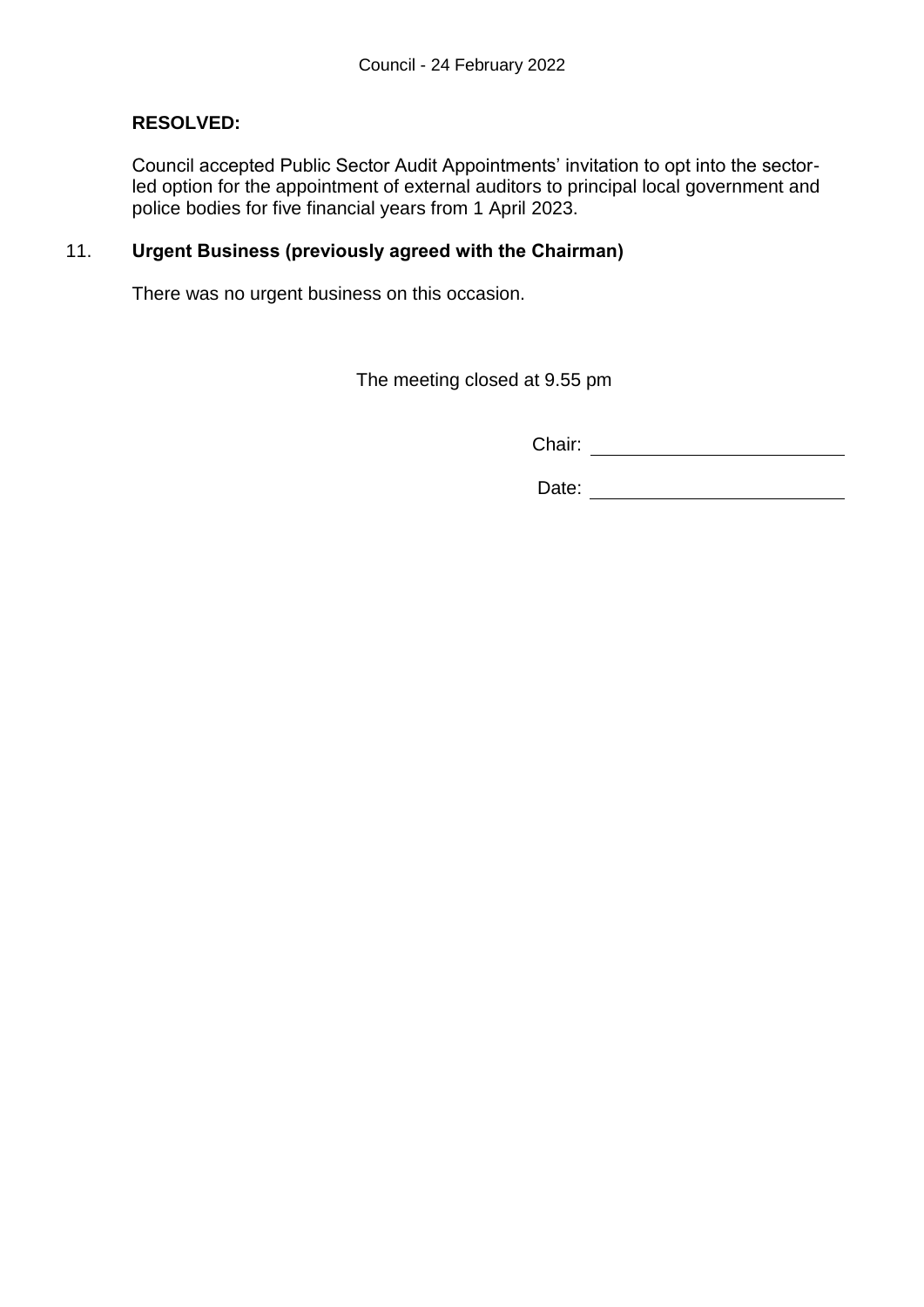**RESOLVED:**

Council accepted Public Sector Audit Appointments' invitation to opt into the sector-led option for the appointment of external auditors to principal local government and police bodies for five financial years from 1 April 2023.

11. **Urgent Business (previously agreed with the Chairman)**

There was no urgent business on this occasion.

The meeting closed at 9.55 pm

Chair: ______________________

Date: ______________________